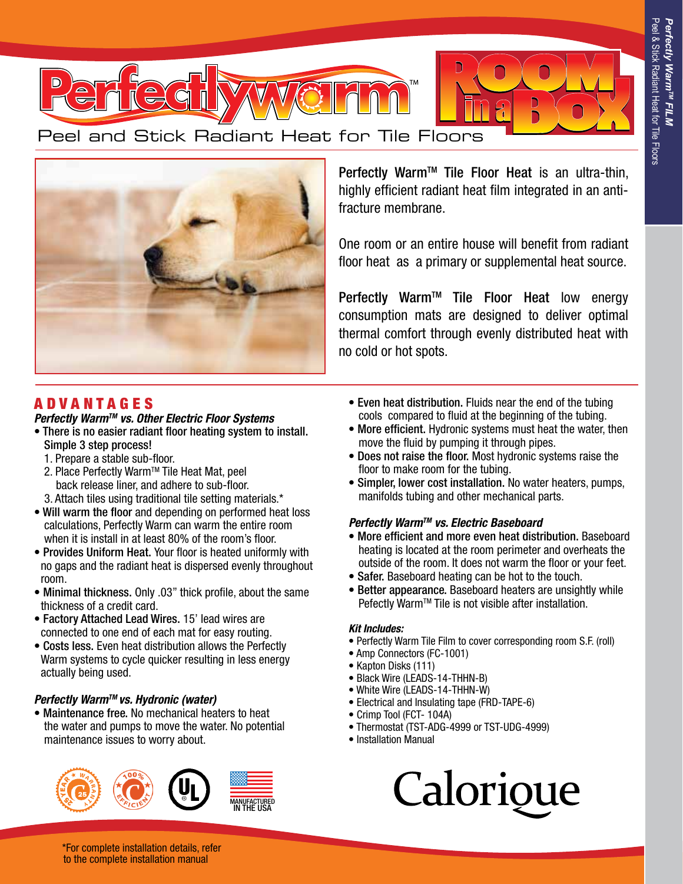# PerfectlyWarm™ Room in a Box

Peel and Stick Radiant Heat for Tile Floors

**Perfectly Warm™ Tile Floor Heat** is an ultra-thin, highly efficient radiant heat film integrated in an anti-fracture membrane.

One room or an entire house will benefit from radiant floor heat as a primary or supplemental heat source.

**Perfectly Warm™ Tile Floor Heat** low energy consumption mats are designed to deliver optimal thermal comfort through evenly distributed heat with no cold or hot spots.

## ADVANTAGES

### *Perfectly Warm™ vs. Other Electric Floor Systems*

- **There is no easier radiant floor heating system to install. Simple 3 step process!**
  1. Prepare a stable sub-floor.
  2. Place Perfectly Warm™ Tile Heat Mat, peel back release liner, and adhere to sub-floor.
  3. Attach tiles using traditional tile setting materials.*
- **Will warm the floor** and depending on performed heat loss calculations, Perfectly Warm can warm the entire room when it is install in at least 80% of the room's floor.
- **Provides Uniform Heat.** Your floor is heated uniformly with no gaps and the radiant heat is dispersed evenly throughout room.
- **Minimal thickness.** Only .03" thick profile, about the same thickness of a credit card.
- **Factory Attached Lead Wires.** 15' lead wires are connected to one end of each mat for easy routing.
- **Costs less.** Even heat distribution allows the Perfectly Warm systems to cycle quicker resulting in less energy actually being used.

### *Perfectly Warm™ vs. Hydronic (water)*

- **Maintenance free.** No mechanical heaters to heat the water and pumps to move the water. No potential maintenance issues to worry about.
- **Even heat distribution.** Fluids near the end of the tubing cools compared to fluid at the beginning of the tubing.
- **More efficient.** Hydronic systems must heat the water, then move the fluid by pumping it through pipes.
- **Does not raise the floor.** Most hydronic systems raise the floor to make room for the tubing.
- **Simpler, lower cost installation.** No water heaters, pumps, manifolds tubing and other mechanical parts.

### *Perfectly Warm™ vs. Electric Baseboard*

- **More efficient and more even heat distribution.** Baseboard heating is located at the room perimeter and overheats the outside of the room. It does not warm the floor or your feet.
- **Safer.** Baseboard heating can be hot to the touch.
- **Better appearance.** Baseboard heaters are unsightly while Pefectly Warm™ Tile is not visible after installation.

### *Kit Includes:*

- Perfectly Warm Tile Film to cover corresponding room S.F. (roll)
- Amp Connectors (FC-1001)
- Kapton Disks (111)
- Black Wire (LEADS-14-THHN-B)
- White Wire (LEADS-14-THHN-W)
- Electrical and Insulating tape (FRD-TAPE-6)
- Crimp Tool (FCT- 104A)
- Thermostat (TST-ADG-4999 or TST-UDG-4999)
- Installation Manual

25 Year Warranty · 100% Efficient · UL · Manufactured in the USA

Calorique

*For complete installation details, refer to the complete installation manual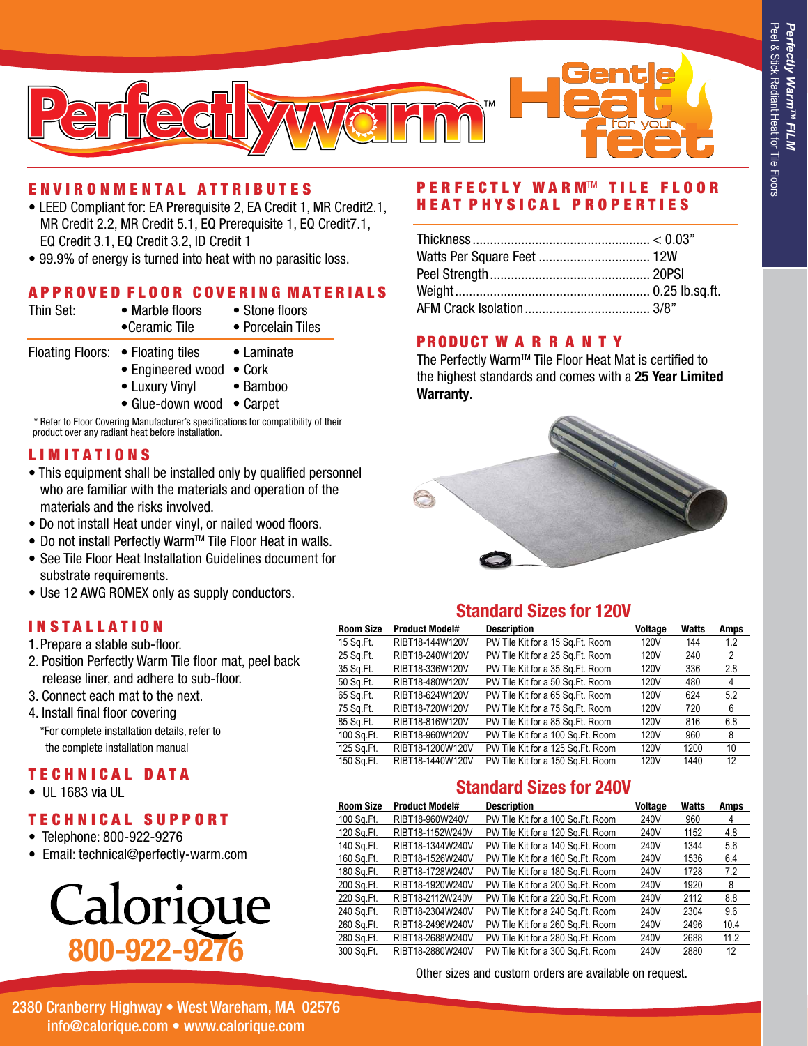Perfectly Warm™ FILM
Peel & Stick Radiant Heat for Tile Floors

# Perfectlywarm™ Gentle Heat for your feet

## ENVIRONMENTAL ATTRIBUTES

- LEED Compliant for: EA Prerequisite 2, EA Credit 1, MR Credit2.1, MR Credit 2.2, MR Credit 5.1, EQ Prerequisite 1, EQ Credit7.1, EQ Credit 3.1, EQ Credit 3.2, ID Credit 1
- 99.9% of energy is turned into heat with no parasitic loss.

## APPROVED FLOOR COVERING MATERIALS

Thin Set:
- Marble floors
- Stone floors
- Ceramic Tile
- Porcelain Tiles

Floating Floors:
- Floating tiles
- Laminate
- Engineered wood
- Cork
- Luxury Vinyl
- Bamboo
- Glue-down wood
- Carpet

* Refer to Floor Covering Manufacturer's specifications for compatibility of their product over any radiant heat before installation.

## LIMITATIONS

- This equipment shall be installed only by qualified personnel who are familiar with the materials and operation of the materials and the risks involved.
- Do not install Heat under vinyl, or nailed wood floors.
- Do not install Perfectly Warm™ Tile Floor Heat in walls.
- See Tile Floor Heat Installation Guidelines document for substrate requirements.
- Use 12 AWG ROMEX only as supply conductors.

## INSTALLATION

1. Prepare a stable sub-floor.
2. Position Perfectly Warm Tile floor mat, peel back release liner, and adhere to sub-floor.
3. Connect each mat to the next.
4. Install final floor covering

*For complete installation details, refer to the complete installation manual

## TECHNICAL DATA

- UL 1683 via UL

## TECHNICAL SUPPORT

- Telephone: 800-922-9276
- Email: technical@perfectly-warm.com

Calorique
800-922-9276

## PERFECTLY WARM™ TILE FLOOR HEAT PHYSICAL PROPERTIES

Thickness .................................................. < 0.03"
Watts Per Square Feet ............................... 12W
Peel Strength ............................................. 20PSI
Weight ....................................................... 0.25 lb.sq.ft.
AFM Crack Isolation .................................... 3/8"

## PRODUCT WARRANTY

The Perfectly Warm™ Tile Floor Heat Mat is certified to the highest standards and comes with a **25 Year Limited Warranty**.

## Standard Sizes for 120V

| Room Size | Product Model# | Description | Voltage | Watts | Amps |
|---|---|---|---|---|---|
| 15 Sq.Ft. | RIBT18-144W120V | PW Tile Kit for a 15 Sq.Ft. Room | 120V | 144 | 1.2 |
| 25 Sq.Ft. | RIBT18-240W120V | PW Tile Kit for a 25 Sq.Ft. Room | 120V | 240 | 2 |
| 35 Sq.Ft. | RIBT18-336W120V | PW Tile Kit for a 35 Sq.Ft. Room | 120V | 336 | 2.8 |
| 50 Sq.Ft. | RIBT18-480W120V | PW Tile Kit for a 50 Sq.Ft. Room | 120V | 480 | 4 |
| 65 Sq.Ft. | RIBT18-624W120V | PW Tile Kit for a 65 Sq.Ft. Room | 120V | 624 | 5.2 |
| 75 Sq.Ft. | RIBT18-720W120V | PW Tile Kit for a 75 Sq.Ft. Room | 120V | 720 | 6 |
| 85 Sq.Ft. | RIBT18-816W120V | PW Tile Kit for a 85 Sq.Ft. Room | 120V | 816 | 6.8 |
| 100 Sq.Ft. | RIBT18-960W120V | PW Tile Kit for a 100 Sq.Ft. Room | 120V | 960 | 8 |
| 125 Sq.Ft. | RIBT18-1200W120V | PW Tile Kit for a 125 Sq.Ft. Room | 120V | 1200 | 10 |
| 150 Sq.Ft. | RIBT18-1440W120V | PW Tile Kit for a 150 Sq.Ft. Room | 120V | 1440 | 12 |

## Standard Sizes for 240V

| Room Size | Product Model# | Description | Voltage | Watts | Amps |
|---|---|---|---|---|---|
| 100 Sq.Ft. | RIBT18-960W240V | PW Tile Kit for a 100 Sq.Ft. Room | 240V | 960 | 4 |
| 120 Sq.Ft. | RIBT18-1152W240V | PW Tile Kit for a 120 Sq.Ft. Room | 240V | 1152 | 4.8 |
| 140 Sq.Ft. | RIBT18-1344W240V | PW Tile Kit for a 140 Sq.Ft. Room | 240V | 1344 | 5.6 |
| 160 Sq.Ft. | RIBT18-1526W240V | PW Tile Kit for a 160 Sq.Ft. Room | 240V | 1536 | 6.4 |
| 180 Sq.Ft. | RIBT18-1728W240V | PW Tile Kit for a 180 Sq.Ft. Room | 240V | 1728 | 7.2 |
| 200 Sq.Ft. | RIBT18-1920W240V | PW Tile Kit for a 200 Sq.Ft. Room | 240V | 1920 | 8 |
| 220 Sq.Ft. | RIBT18-2112W240V | PW Tile Kit for a 220 Sq.Ft. Room | 240V | 2112 | 8.8 |
| 240 Sq.Ft. | RIBT18-2304W240V | PW Tile Kit for a 240 Sq.Ft. Room | 240V | 2304 | 9.6 |
| 260 Sq.Ft. | RIBT18-2496W240V | PW Tile Kit for a 260 Sq.Ft. Room | 240V | 2496 | 10.4 |
| 280 Sq.Ft. | RIBT18-2688W240V | PW Tile Kit for a 280 Sq.Ft. Room | 240V | 2688 | 11.2 |
| 300 Sq.Ft. | RIBT18-2880W240V | PW Tile Kit for a 300 Sq.Ft. Room | 240V | 2880 | 12 |

Other sizes and custom orders are available on request.

2380 Cranberry Highway • West Wareham, MA 02576
info@calorique.com • www.calorique.com